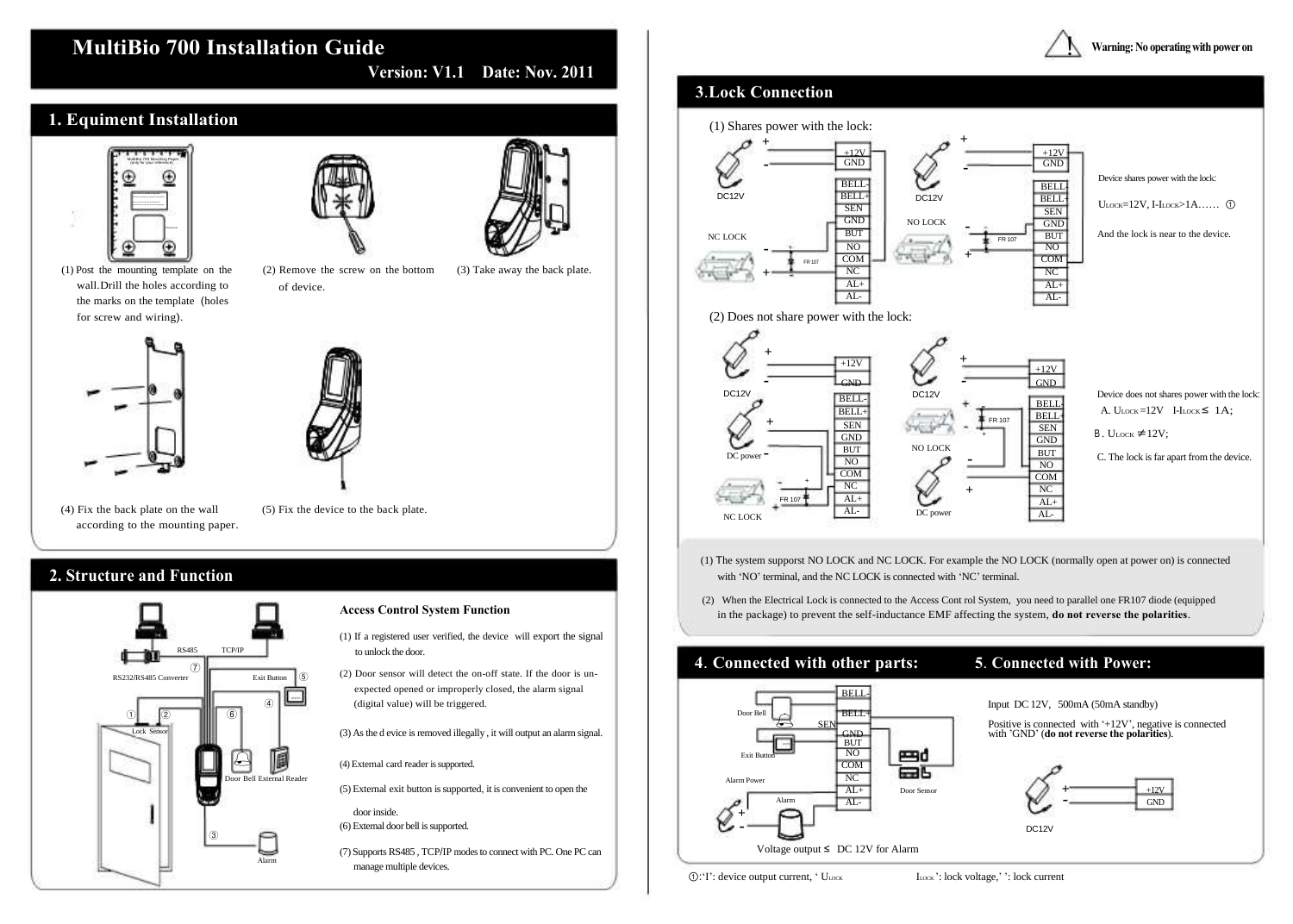# MultiBio 700 Installation Guide

**Version: V1.1 Date: Nov. 2011**

## 1. Equiment Installation

(1) Post the mounting template on the wall.Drill the holes according to the marks on the template (holes for screw and wiring).

(2) Remove the screw on the bottom of device.

(3) Take away the back plate.

(4) Fix the back plate on the wall according to the mounting paper.

(5) Fix the device to the back plate.

## 2. Structure and Function

**Access Control System Function**

(1) If a registered user verified, the device will export the signal to unlock the door.

(2) Door sensor will detect the on-off state. If the door is unexpected opened or improperly closed, the alarm signal (digital value) will be triggered.

(3) As the device is removed illegally, it will output an alarm signal.

(4) External card reader is supported.

(5) External exit button is supported, it is convenient to open the door inside.

(6) External door bell is supported.

(7) Supports RS485, TCP/IP modes to connect with PC. One PC can manage multiple devices.

**Warning: No operating with power on**

## 3.Lock Connection

(1) Shares power with the lock:

Device shares power with the lock:

$U_{LOCK}$=12V, I-$I_{LOCK}$>1A…… ①

And the lock is near to the device.

(2) Does not share power with the lock:

Device does not shares power with the lock:

A. $U_{LOCK}$=12V I-$I_{LOCK}$≤ 1A;

B. $U_{LOCK}$ ≠12V;

C. The lock is far apart from the device.

(1) The system supporst NO LOCK and NC LOCK. For example the NO LOCK (normally open at power on) is connected with 'NO' terminal, and the NC LOCK is connected with 'NC' terminal.

(2) When the Electrical Lock is connected to the Access Cont rol System, you need to parallel one FR107 diode (equipped in the package) to prevent the self-inductance EMF affecting the system, **do not reverse the polarities**.

## 4. Connected with other parts:

Voltage output ≤ DC 12V for Alarm

## 5. Connected with Power:

Input DC 12V, 500mA (50mA standby)

Positive is connected with '+12V', negative is connected with 'GND' (**do not reverse the polarities**).

①:'I': device output current, '$U_{LOCK}$ $I_{LOCK}$': lock voltage,' ': lock current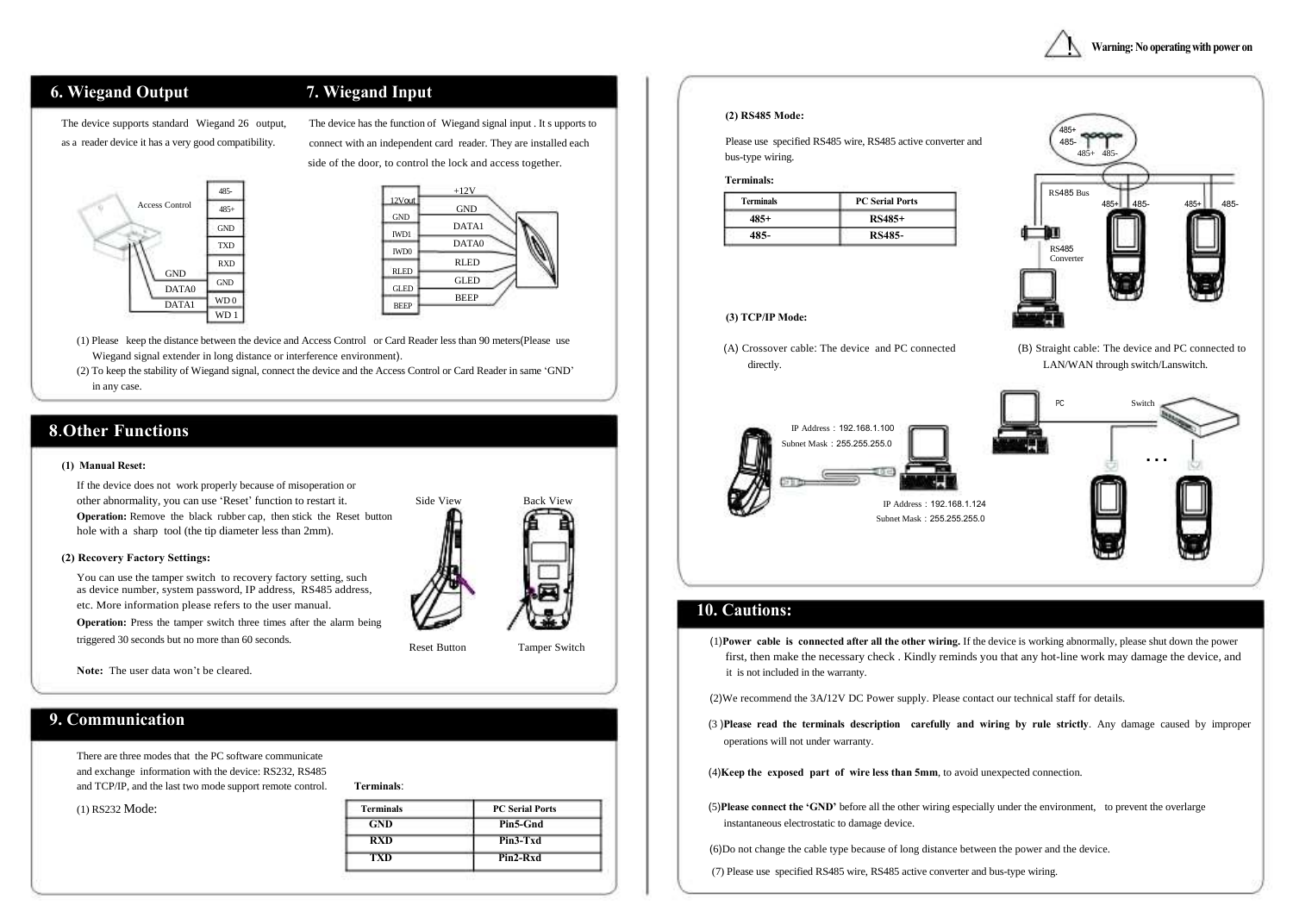Warning: No operating with power on

## 6. Wiegand Output

The device supports standard Wiegand 26 output, as a reader device it has a very good compatibility.

Access Control

485-
485+
GND
TXD
RXD
GND
WD 0
WD 1

GND
DATA0
DATA1

## 7. Wiegand Input

The device has the function of Wiegand signal input . It s upports to connect with an independent card reader. They are installed each side of the door, to control the lock and access together.

12Vout — +12V
GND — GND
IWD1 — DATA1
IWD0 — DATA0
RLED — RLED
GLED — GLED
BEEP — BEEP

(1) Please keep the distance between the device and Access Control or Card Reader less than 90 meters(Please use Wiegand signal extender in long distance or interference environment).
(2) To keep the stability of Wiegand signal, connect the device and the Access Control or Card Reader in same 'GND' in any case.

## 8.Other Functions

**(1) Manual Reset:**

If the device does not work properly because of misoperation or other abnormality, you can use 'Reset' function to restart it.
**Operation:** Remove the black rubber cap, then stick the Reset button hole with a sharp tool (the tip diameter less than 2mm).

**(2) Recovery Factory Settings:**

You can use the tamper switch to recovery factory setting, such as device number, system password, IP address, RS485 address, etc. More information please refers to the user manual.
**Operation:** Press the tamper switch three times after the alarm being triggered 30 seconds but no more than 60 seconds.

**Note:** The user data won't be cleared.

Side View — Back View
Reset Button — Tamper Switch

## 9. Communication

There are three modes that the PC software communicate and exchange information with the device: RS232, RS485 and TCP/IP, and the last two mode support remote control.

(1) RS232 Mode:

**Terminals**:

| Terminals | PC Serial Ports |
|---|---|
| GND | Pin5-Gnd |
| RXD | Pin3-Txd |
| TXD | Pin2-Rxd |

**(2) RS485 Mode:**

Please use specified RS485 wire, RS485 active converter and bus-type wiring.

**Terminals:**

| Terminals | PC Serial Ports |
|---|---|
| 485+ | RS485+ |
| 485- | RS485- |

485+
485-
485+ 485-
RS485 Bus
485+ 485- 485+ 485-
RS485 Converter

**(3) TCP/IP Mode:**

(A) Crossover cable: The device and PC connected directly.

IP Address：192.168.1.100
Subnet Mask：255.255.255.0

IP Address：192.168.1.124
Subnet Mask：255.255.255.0

(B) Straight cable: The device and PC connected to LAN/WAN through switch/Lanswitch.

PC
Switch

## 10. Cautions:

(1)**Power cable is connected after all the other wiring.** If the device is working abnormally, please shut down the power first, then make the necessary check . Kindly reminds you that any hot-line work may damage the device, and it is not included in the warranty.

(2)We recommend the 3A/12V DC Power supply. Please contact our technical staff for details.

(3 )**Please read the terminals description carefully and wiring by rule strictly**. Any damage caused by improper operations will not under warranty.

(4)**Keep the exposed part of wire less than 5mm**, to avoid unexpected connection.

(5)**Please connect the 'GND'** before all the other wiring especially under the environment, to prevent the overlarge instantaneous electrostatic to damage device.

(6)Do not change the cable type because of long distance between the power and the device.

(7) Please use specified RS485 wire, RS485 active converter and bus-type wiring.